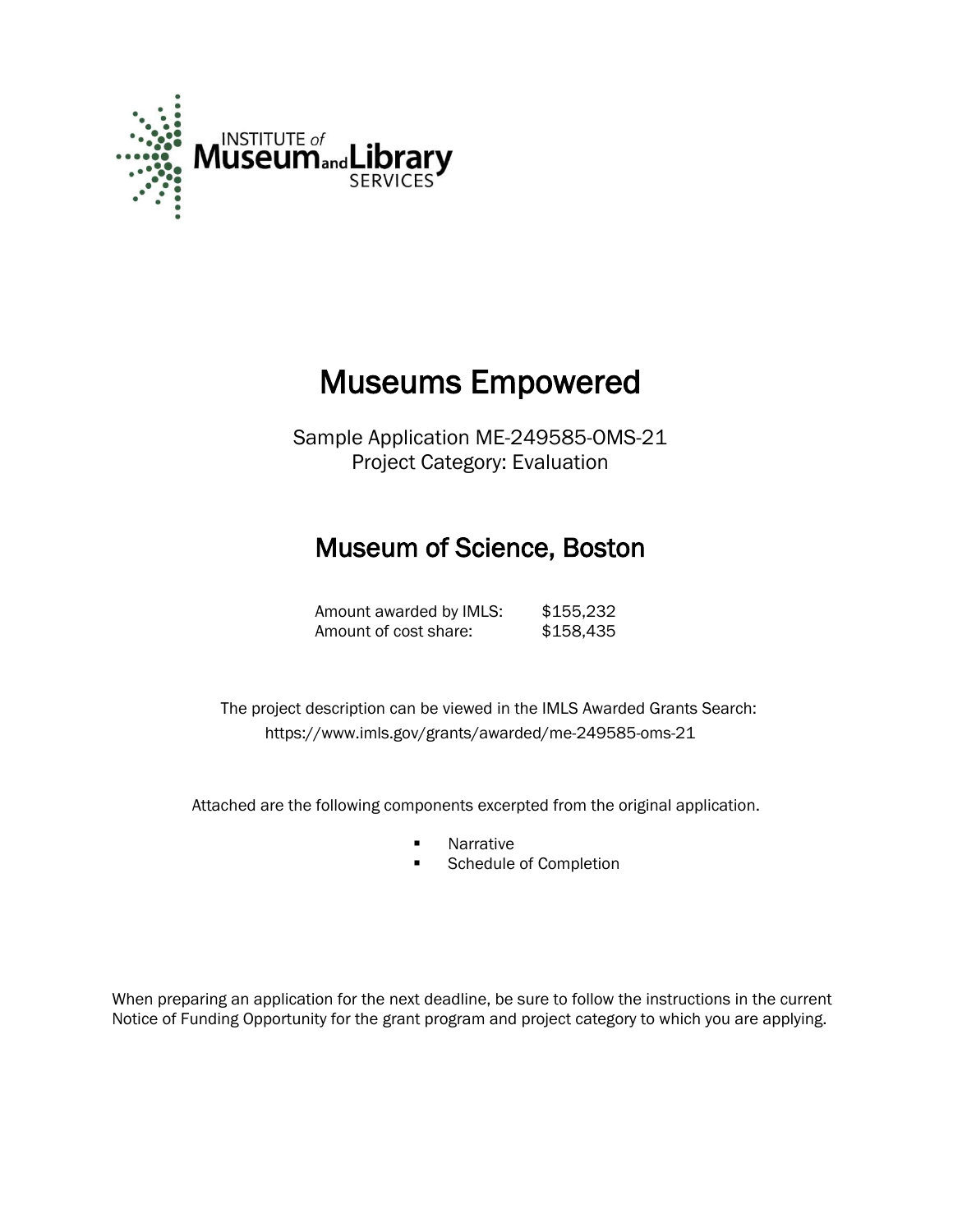INSTITUTE of Museum and Library SERVICES

# Museums Empowered

Sample Application ME-249585-OMS-21
Project Category: Evaluation

## Museum of Science, Boston

| | |
|---|---|
| Amount awarded by IMLS: | $155,232 |
| Amount of cost share: | $158,435 |

The project description can be viewed in the IMLS Awarded Grants Search:
https://www.imls.gov/grants/awarded/me-249585-oms-21

Attached are the following components excerpted from the original application.

- Narrative
- Schedule of Completion

When preparing an application for the next deadline, be sure to follow the instructions in the current Notice of Funding Opportunity for the grant program and project category to which you are applying.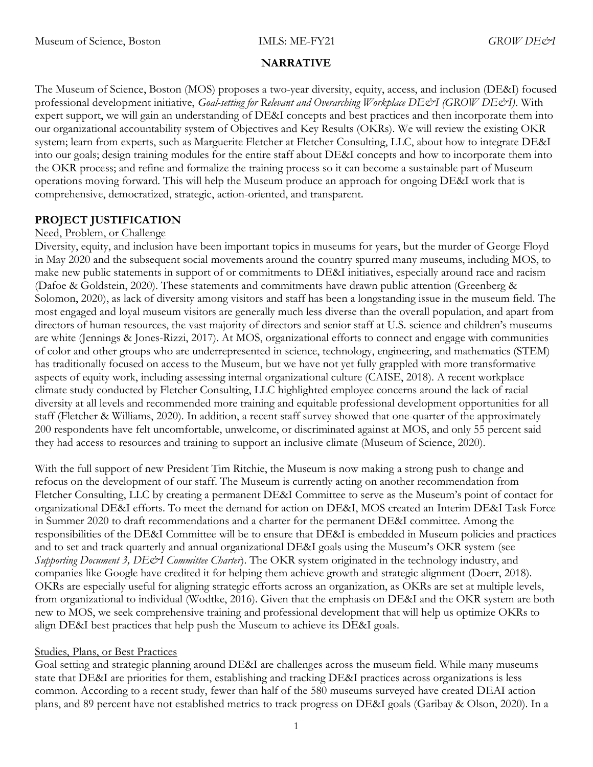## NARRATIVE

The Museum of Science, Boston (MOS) proposes a two-year diversity, equity, access, and inclusion (DE&I) focused professional development initiative, *Goal-setting for Relevant and Overarching Workplace DE&I (GROW DE&I)*. With expert support, we will gain an understanding of DE&I concepts and best practices and then incorporate them into our organizational accountability system of Objectives and Key Results (OKRs). We will review the existing OKR system; learn from experts, such as Marguerite Fletcher at Fletcher Consulting, LLC, about how to integrate DE&I into our goals; design training modules for the entire staff about DE&I concepts and how to incorporate them into the OKR process; and refine and formalize the training process so it can become a sustainable part of Museum operations moving forward. This will help the Museum produce an approach for ongoing DE&I work that is comprehensive, democratized, strategic, action-oriented, and transparent.

## PROJECT JUSTIFICATION

### Need, Problem, or Challenge

Diversity, equity, and inclusion have been important topics in museums for years, but the murder of George Floyd in May 2020 and the subsequent social movements around the country spurred many museums, including MOS, to make new public statements in support of or commitments to DE&I initiatives, especially around race and racism (Dafoe & Goldstein, 2020). These statements and commitments have drawn public attention (Greenberg & Solomon, 2020), as lack of diversity among visitors and staff has been a longstanding issue in the museum field. The most engaged and loyal museum visitors are generally much less diverse than the overall population, and apart from directors of human resources, the vast majority of directors and senior staff at U.S. science and children's museums are white (Jennings & Jones-Rizzi, 2017). At MOS, organizational efforts to connect and engage with communities of color and other groups who are underrepresented in science, technology, engineering, and mathematics (STEM) has traditionally focused on access to the Museum, but we have not yet fully grappled with more transformative aspects of equity work, including assessing internal organizational culture (CAISE, 2018). A recent workplace climate study conducted by Fletcher Consulting, LLC highlighted employee concerns around the lack of racial diversity at all levels and recommended more training and equitable professional development opportunities for all staff (Fletcher & Williams, 2020). In addition, a recent staff survey showed that one-quarter of the approximately 200 respondents have felt uncomfortable, unwelcome, or discriminated against at MOS, and only 55 percent said they had access to resources and training to support an inclusive climate (Museum of Science, 2020).

With the full support of new President Tim Ritchie, the Museum is now making a strong push to change and refocus on the development of our staff. The Museum is currently acting on another recommendation from Fletcher Consulting, LLC by creating a permanent DE&I Committee to serve as the Museum's point of contact for organizational DE&I efforts. To meet the demand for action on DE&I, MOS created an Interim DE&I Task Force in Summer 2020 to draft recommendations and a charter for the permanent DE&I committee. Among the responsibilities of the DE&I Committee will be to ensure that DE&I is embedded in Museum policies and practices and to set and track quarterly and annual organizational DE&I goals using the Museum's OKR system (see *Supporting Document 3, DE&I Committee Charter*). The OKR system originated in the technology industry, and companies like Google have credited it for helping them achieve growth and strategic alignment (Doerr, 2018). OKRs are especially useful for aligning strategic efforts across an organization, as OKRs are set at multiple levels, from organizational to individual (Wodtke, 2016). Given that the emphasis on DE&I and the OKR system are both new to MOS, we seek comprehensive training and professional development that will help us optimize OKRs to align DE&I best practices that help push the Museum to achieve its DE&I goals.

### Studies, Plans, or Best Practices

Goal setting and strategic planning around DE&I are challenges across the museum field. While many museums state that DE&I are priorities for them, establishing and tracking DE&I practices across organizations is less common. According to a recent study, fewer than half of the 580 museums surveyed have created DEAI action plans, and 89 percent have not established metrics to track progress on DE&I goals (Garibay & Olson, 2020). In a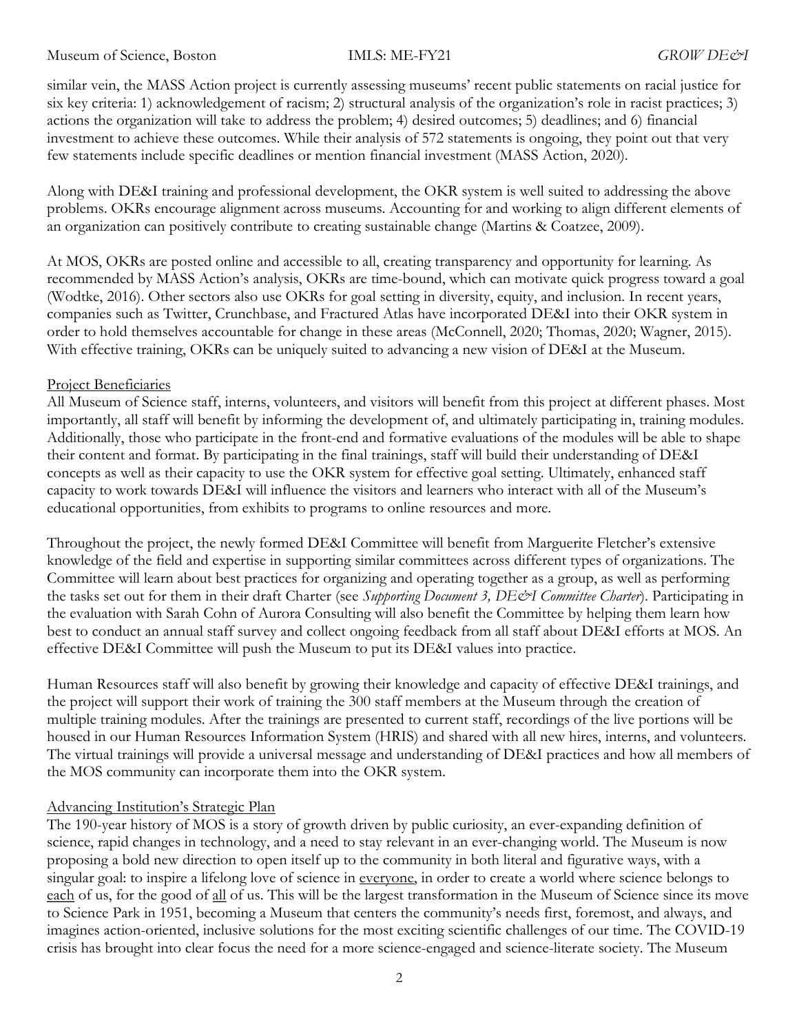similar vein, the MASS Action project is currently assessing museums' recent public statements on racial justice for six key criteria: 1) acknowledgement of racism; 2) structural analysis of the organization's role in racist practices; 3) actions the organization will take to address the problem; 4) desired outcomes; 5) deadlines; and 6) financial investment to achieve these outcomes. While their analysis of 572 statements is ongoing, they point out that very few statements include specific deadlines or mention financial investment (MASS Action, 2020).

Along with DE&I training and professional development, the OKR system is well suited to addressing the above problems. OKRs encourage alignment across museums. Accounting for and working to align different elements of an organization can positively contribute to creating sustainable change (Martins & Coatzee, 2009).

At MOS, OKRs are posted online and accessible to all, creating transparency and opportunity for learning. As recommended by MASS Action's analysis, OKRs are time-bound, which can motivate quick progress toward a goal (Wodtke, 2016). Other sectors also use OKRs for goal setting in diversity, equity, and inclusion. In recent years, companies such as Twitter, Crunchbase, and Fractured Atlas have incorporated DE&I into their OKR system in order to hold themselves accountable for change in these areas (McConnell, 2020; Thomas, 2020; Wagner, 2015). With effective training, OKRs can be uniquely suited to advancing a new vision of DE&I at the Museum.

<u>Project Beneficiaries</u>

All Museum of Science staff, interns, volunteers, and visitors will benefit from this project at different phases. Most importantly, all staff will benefit by informing the development of, and ultimately participating in, training modules. Additionally, those who participate in the front-end and formative evaluations of the modules will be able to shape their content and format. By participating in the final trainings, staff will build their understanding of DE&I concepts as well as their capacity to use the OKR system for effective goal setting. Ultimately, enhanced staff capacity to work towards DE&I will influence the visitors and learners who interact with all of the Museum's educational opportunities, from exhibits to programs to online resources and more.

Throughout the project, the newly formed DE&I Committee will benefit from Marguerite Fletcher's extensive knowledge of the field and expertise in supporting similar committees across different types of organizations. The Committee will learn about best practices for organizing and operating together as a group, as well as performing the tasks set out for them in their draft Charter (see *Supporting Document 3, DE&I Committee Charter*). Participating in the evaluation with Sarah Cohn of Aurora Consulting will also benefit the Committee by helping them learn how best to conduct an annual staff survey and collect ongoing feedback from all staff about DE&I efforts at MOS. An effective DE&I Committee will push the Museum to put its DE&I values into practice.

Human Resources staff will also benefit by growing their knowledge and capacity of effective DE&I trainings, and the project will support their work of training the 300 staff members at the Museum through the creation of multiple training modules. After the trainings are presented to current staff, recordings of the live portions will be housed in our Human Resources Information System (HRIS) and shared with all new hires, interns, and volunteers. The virtual trainings will provide a universal message and understanding of DE&I practices and how all members of the MOS community can incorporate them into the OKR system.

<u>Advancing Institution's Strategic Plan</u>

The 190-year history of MOS is a story of growth driven by public curiosity, an ever-expanding definition of science, rapid changes in technology, and a need to stay relevant in an ever-changing world. The Museum is now proposing a bold new direction to open itself up to the community in both literal and figurative ways, with a singular goal: to inspire a lifelong love of science in <u>everyone</u>, in order to create a world where science belongs to <u>each</u> of us, for the good of <u>all</u> of us. This will be the largest transformation in the Museum of Science since its move to Science Park in 1951, becoming a Museum that centers the community's needs first, foremost, and always, and imagines action-oriented, inclusive solutions for the most exciting scientific challenges of our time. The COVID-19 crisis has brought into clear focus the need for a more science-engaged and science-literate society. The Museum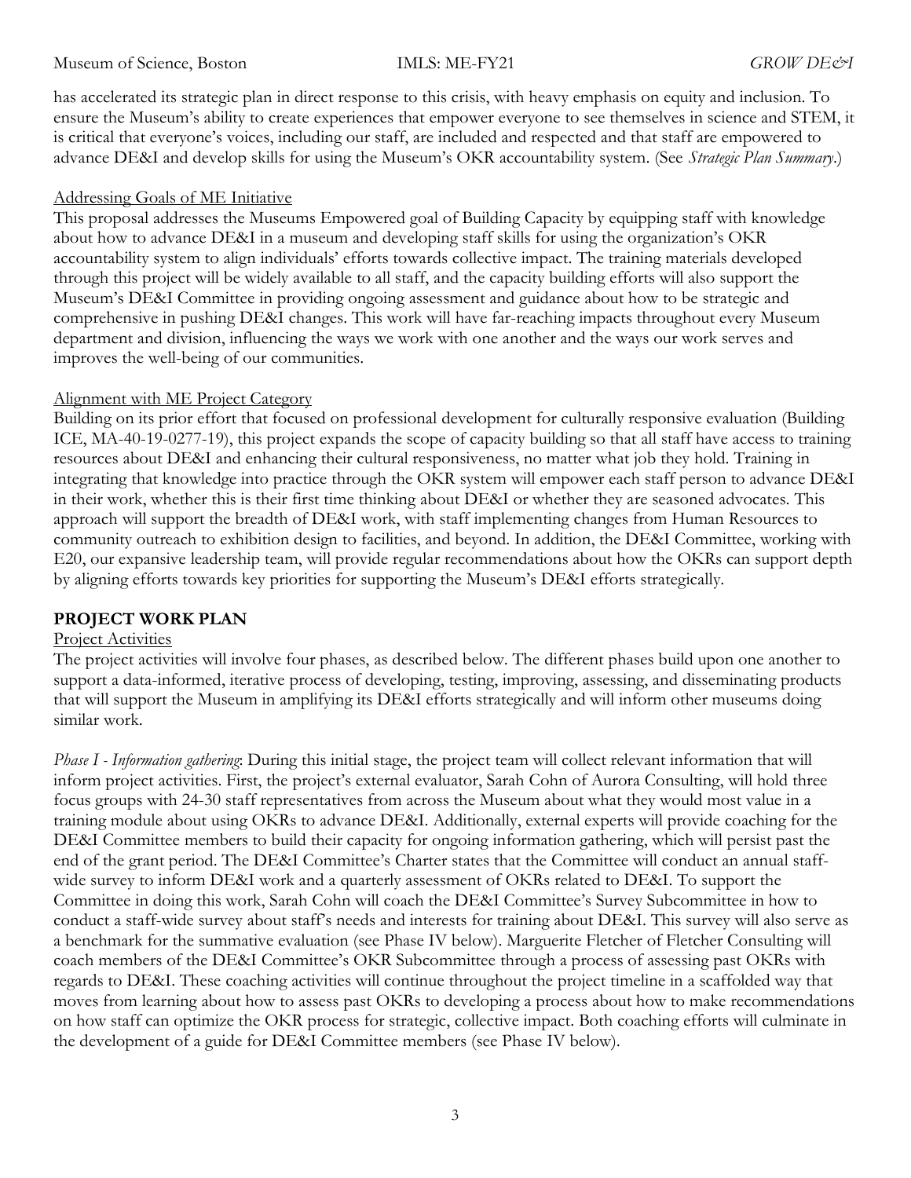has accelerated its strategic plan in direct response to this crisis, with heavy emphasis on equity and inclusion. To ensure the Museum's ability to create experiences that empower everyone to see themselves in science and STEM, it is critical that everyone's voices, including our staff, are included and respected and that staff are empowered to advance DE&I and develop skills for using the Museum's OKR accountability system. (See *Strategic Plan Summary*.)

Addressing Goals of ME Initiative

This proposal addresses the Museums Empowered goal of Building Capacity by equipping staff with knowledge about how to advance DE&I in a museum and developing staff skills for using the organization's OKR accountability system to align individuals' efforts towards collective impact. The training materials developed through this project will be widely available to all staff, and the capacity building efforts will also support the Museum's DE&I Committee in providing ongoing assessment and guidance about how to be strategic and comprehensive in pushing DE&I changes. This work will have far-reaching impacts throughout every Museum department and division, influencing the ways we work with one another and the ways our work serves and improves the well-being of our communities.

Alignment with ME Project Category

Building on its prior effort that focused on professional development for culturally responsive evaluation (Building ICE, MA-40-19-0277-19), this project expands the scope of capacity building so that all staff have access to training resources about DE&I and enhancing their cultural responsiveness, no matter what job they hold. Training in integrating that knowledge into practice through the OKR system will empower each staff person to advance DE&I in their work, whether this is their first time thinking about DE&I or whether they are seasoned advocates. This approach will support the breadth of DE&I work, with staff implementing changes from Human Resources to community outreach to exhibition design to facilities, and beyond. In addition, the DE&I Committee, working with E20, our expansive leadership team, will provide regular recommendations about how the OKRs can support depth by aligning efforts towards key priorities for supporting the Museum's DE&I efforts strategically.

## PROJECT WORK PLAN

Project Activities

The project activities will involve four phases, as described below. The different phases build upon one another to support a data-informed, iterative process of developing, testing, improving, assessing, and disseminating products that will support the Museum in amplifying its DE&I efforts strategically and will inform other museums doing similar work.

*Phase I - Information gathering*: During this initial stage, the project team will collect relevant information that will inform project activities. First, the project's external evaluator, Sarah Cohn of Aurora Consulting, will hold three focus groups with 24-30 staff representatives from across the Museum about what they would most value in a training module about using OKRs to advance DE&I. Additionally, external experts will provide coaching for the DE&I Committee members to build their capacity for ongoing information gathering, which will persist past the end of the grant period. The DE&I Committee's Charter states that the Committee will conduct an annual staff-wide survey to inform DE&I work and a quarterly assessment of OKRs related to DE&I. To support the Committee in doing this work, Sarah Cohn will coach the DE&I Committee's Survey Subcommittee in how to conduct a staff-wide survey about staff's needs and interests for training about DE&I. This survey will also serve as a benchmark for the summative evaluation (see Phase IV below). Marguerite Fletcher of Fletcher Consulting will coach members of the DE&I Committee's OKR Subcommittee through a process of assessing past OKRs with regards to DE&I. These coaching activities will continue throughout the project timeline in a scaffolded way that moves from learning about how to assess past OKRs to developing a process about how to make recommendations on how staff can optimize the OKR process for strategic, collective impact. Both coaching efforts will culminate in the development of a guide for DE&I Committee members (see Phase IV below).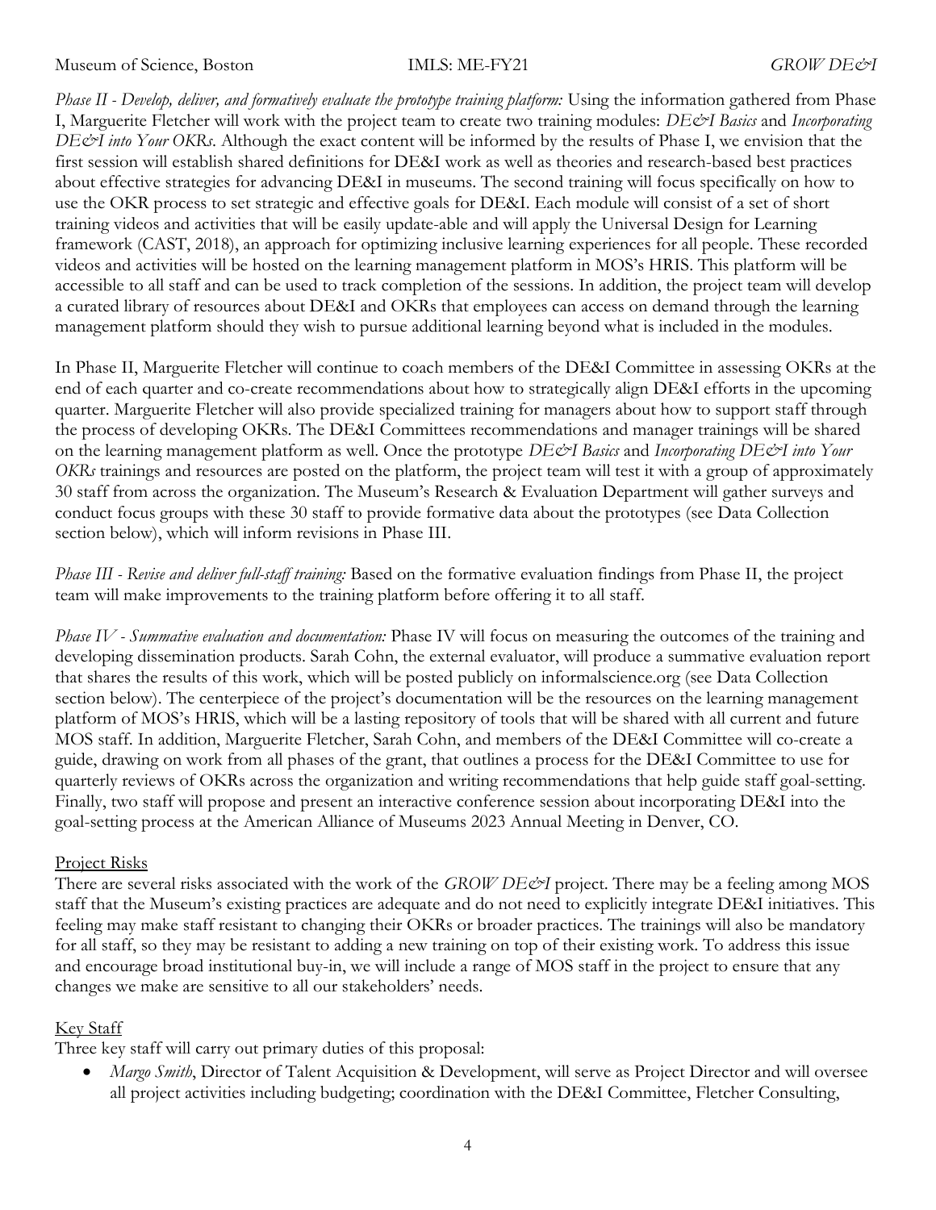*Phase II - Develop, deliver, and formatively evaluate the prototype training platform:* Using the information gathered from Phase I, Marguerite Fletcher will work with the project team to create two training modules: *DE&I Basics* and *Incorporating DE&I into Your OKRs*. Although the exact content will be informed by the results of Phase I, we envision that the first session will establish shared definitions for DE&I work as well as theories and research-based best practices about effective strategies for advancing DE&I in museums. The second training will focus specifically on how to use the OKR process to set strategic and effective goals for DE&I. Each module will consist of a set of short training videos and activities that will be easily update-able and will apply the Universal Design for Learning framework (CAST, 2018), an approach for optimizing inclusive learning experiences for all people. These recorded videos and activities will be hosted on the learning management platform in MOS's HRIS. This platform will be accessible to all staff and can be used to track completion of the sessions. In addition, the project team will develop a curated library of resources about DE&I and OKRs that employees can access on demand through the learning management platform should they wish to pursue additional learning beyond what is included in the modules.

In Phase II, Marguerite Fletcher will continue to coach members of the DE&I Committee in assessing OKRs at the end of each quarter and co-create recommendations about how to strategically align DE&I efforts in the upcoming quarter. Marguerite Fletcher will also provide specialized training for managers about how to support staff through the process of developing OKRs. The DE&I Committees recommendations and manager trainings will be shared on the learning management platform as well. Once the prototype *DE&I Basics* and *Incorporating DE&I into Your OKRs* trainings and resources are posted on the platform, the project team will test it with a group of approximately 30 staff from across the organization. The Museum's Research & Evaluation Department will gather surveys and conduct focus groups with these 30 staff to provide formative data about the prototypes (see Data Collection section below), which will inform revisions in Phase III.

*Phase III - Revise and deliver full-staff training:* Based on the formative evaluation findings from Phase II, the project team will make improvements to the training platform before offering it to all staff.

*Phase IV - Summative evaluation and documentation:* Phase IV will focus on measuring the outcomes of the training and developing dissemination products. Sarah Cohn, the external evaluator, will produce a summative evaluation report that shares the results of this work, which will be posted publicly on informalscience.org (see Data Collection section below). The centerpiece of the project's documentation will be the resources on the learning management platform of MOS's HRIS, which will be a lasting repository of tools that will be shared with all current and future MOS staff. In addition, Marguerite Fletcher, Sarah Cohn, and members of the DE&I Committee will co-create a guide, drawing on work from all phases of the grant, that outlines a process for the DE&I Committee to use for quarterly reviews of OKRs across the organization and writing recommendations that help guide staff goal-setting. Finally, two staff will propose and present an interactive conference session about incorporating DE&I into the goal-setting process at the American Alliance of Museums 2023 Annual Meeting in Denver, CO.

## Project Risks

There are several risks associated with the work of the *GROW DE&I* project. There may be a feeling among MOS staff that the Museum's existing practices are adequate and do not need to explicitly integrate DE&I initiatives. This feeling may make staff resistant to changing their OKRs or broader practices. The trainings will also be mandatory for all staff, so they may be resistant to adding a new training on top of their existing work. To address this issue and encourage broad institutional buy-in, we will include a range of MOS staff in the project to ensure that any changes we make are sensitive to all our stakeholders' needs.

## Key Staff

Three key staff will carry out primary duties of this proposal:

- *Margo Smith*, Director of Talent Acquisition & Development, will serve as Project Director and will oversee all project activities including budgeting; coordination with the DE&I Committee, Fletcher Consulting,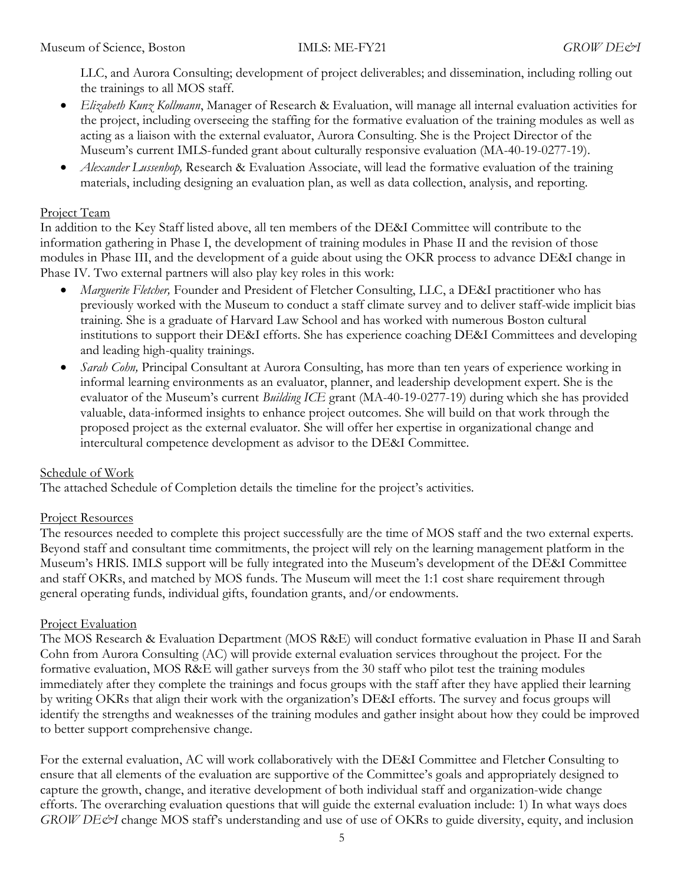LLC, and Aurora Consulting; development of project deliverables; and dissemination, including rolling out the trainings to all MOS staff.

- *Elizabeth Kunz Kollmann*, Manager of Research & Evaluation, will manage all internal evaluation activities for the project, including overseeing the staffing for the formative evaluation of the training modules as well as acting as a liaison with the external evaluator, Aurora Consulting. She is the Project Director of the Museum's current IMLS-funded grant about culturally responsive evaluation (MA-40-19-0277-19).
- *Alexander Lussenhop,* Research & Evaluation Associate, will lead the formative evaluation of the training materials, including designing an evaluation plan, as well as data collection, analysis, and reporting.

Project Team

In addition to the Key Staff listed above, all ten members of the DE&I Committee will contribute to the information gathering in Phase I, the development of training modules in Phase II and the revision of those modules in Phase III, and the development of a guide about using the OKR process to advance DE&I change in Phase IV. Two external partners will also play key roles in this work:

- *Marguerite Fletcher,* Founder and President of Fletcher Consulting, LLC, a DE&I practitioner who has previously worked with the Museum to conduct a staff climate survey and to deliver staff-wide implicit bias training. She is a graduate of Harvard Law School and has worked with numerous Boston cultural institutions to support their DE&I efforts. She has experience coaching DE&I Committees and developing and leading high-quality trainings.
- *Sarah Cohn,* Principal Consultant at Aurora Consulting, has more than ten years of experience working in informal learning environments as an evaluator, planner, and leadership development expert. She is the evaluator of the Museum's current *Building ICE* grant (MA-40-19-0277-19) during which she has provided valuable, data-informed insights to enhance project outcomes. She will build on that work through the proposed project as the external evaluator. She will offer her expertise in organizational change and intercultural competence development as advisor to the DE&I Committee.

Schedule of Work

The attached Schedule of Completion details the timeline for the project's activities.

Project Resources

The resources needed to complete this project successfully are the time of MOS staff and the two external experts. Beyond staff and consultant time commitments, the project will rely on the learning management platform in the Museum's HRIS. IMLS support will be fully integrated into the Museum's development of the DE&I Committee and staff OKRs, and matched by MOS funds. The Museum will meet the 1:1 cost share requirement through general operating funds, individual gifts, foundation grants, and/or endowments.

Project Evaluation

The MOS Research & Evaluation Department (MOS R&E) will conduct formative evaluation in Phase II and Sarah Cohn from Aurora Consulting (AC) will provide external evaluation services throughout the project. For the formative evaluation, MOS R&E will gather surveys from the 30 staff who pilot test the training modules immediately after they complete the trainings and focus groups with the staff after they have applied their learning by writing OKRs that align their work with the organization's DE&I efforts. The survey and focus groups will identify the strengths and weaknesses of the training modules and gather insight about how they could be improved to better support comprehensive change.

For the external evaluation, AC will work collaboratively with the DE&I Committee and Fletcher Consulting to ensure that all elements of the evaluation are supportive of the Committee's goals and appropriately designed to capture the growth, change, and iterative development of both individual staff and organization-wide change efforts. The overarching evaluation questions that will guide the external evaluation include: 1) In what ways does *GROW DE&I* change MOS staff's understanding and use of use of OKRs to guide diversity, equity, and inclusion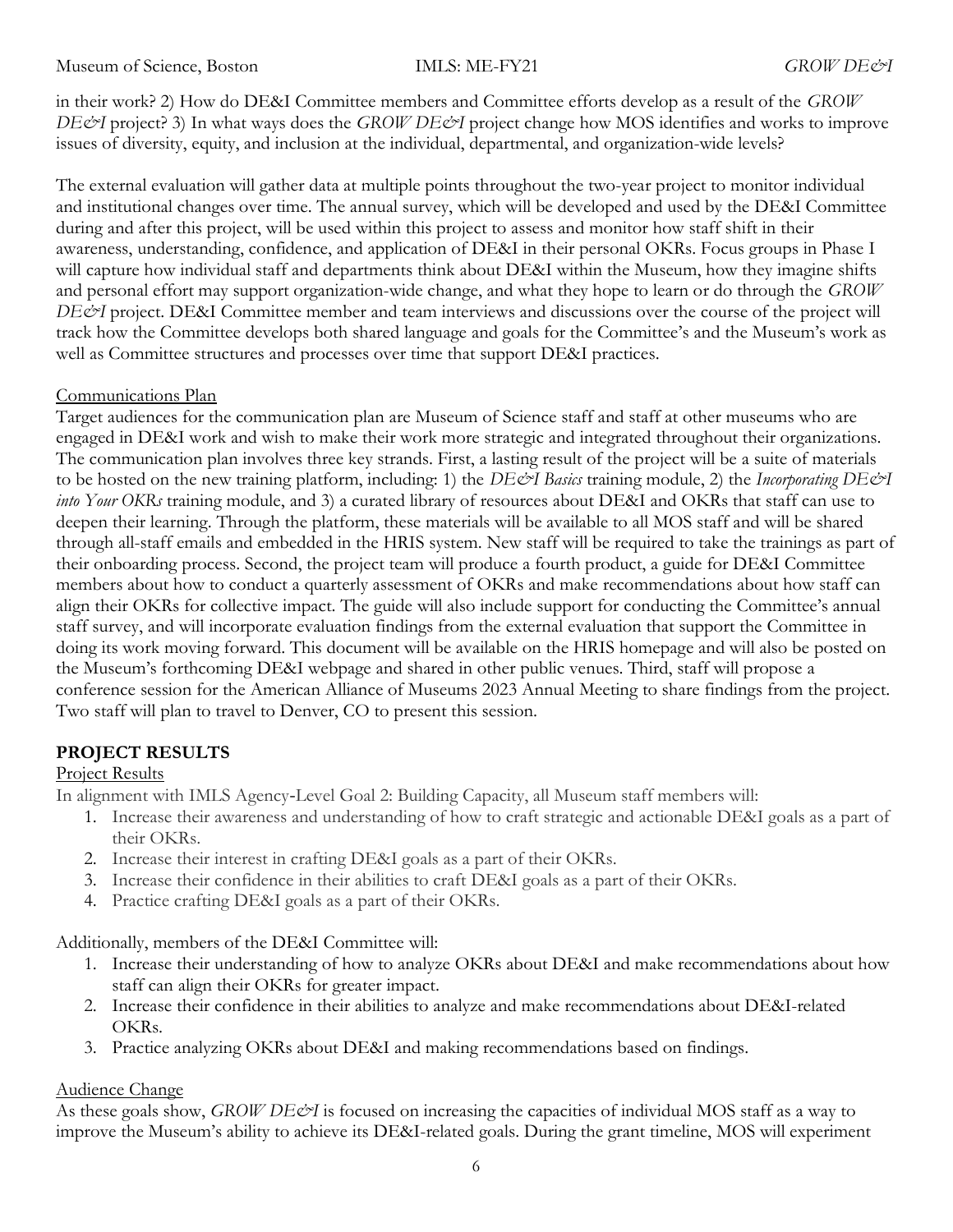in their work? 2) How do DE&I Committee members and Committee efforts develop as a result of the *GROW DE&I* project? 3) In what ways does the *GROW DE&I* project change how MOS identifies and works to improve issues of diversity, equity, and inclusion at the individual, departmental, and organization-wide levels?

The external evaluation will gather data at multiple points throughout the two-year project to monitor individual and institutional changes over time. The annual survey, which will be developed and used by the DE&I Committee during and after this project, will be used within this project to assess and monitor how staff shift in their awareness, understanding, confidence, and application of DE&I in their personal OKRs. Focus groups in Phase I will capture how individual staff and departments think about DE&I within the Museum, how they imagine shifts and personal effort may support organization-wide change, and what they hope to learn or do through the *GROW DE&I* project. DE&I Committee member and team interviews and discussions over the course of the project will track how the Committee develops both shared language and goals for the Committee's and the Museum's work as well as Committee structures and processes over time that support DE&I practices.

Communications Plan

Target audiences for the communication plan are Museum of Science staff and staff at other museums who are engaged in DE&I work and wish to make their work more strategic and integrated throughout their organizations. The communication plan involves three key strands. First, a lasting result of the project will be a suite of materials to be hosted on the new training platform, including: 1) the *DE&I Basics* training module, 2) the *Incorporating DE&I into Your OKRs* training module, and 3) a curated library of resources about DE&I and OKRs that staff can use to deepen their learning. Through the platform, these materials will be available to all MOS staff and will be shared through all-staff emails and embedded in the HRIS system. New staff will be required to take the trainings as part of their onboarding process. Second, the project team will produce a fourth product, a guide for DE&I Committee members about how to conduct a quarterly assessment of OKRs and make recommendations about how staff can align their OKRs for collective impact. The guide will also include support for conducting the Committee's annual staff survey, and will incorporate evaluation findings from the external evaluation that support the Committee in doing its work moving forward. This document will be available on the HRIS homepage and will also be posted on the Museum's forthcoming DE&I webpage and shared in other public venues. Third, staff will propose a conference session for the American Alliance of Museums 2023 Annual Meeting to share findings from the project. Two staff will plan to travel to Denver, CO to present this session.

## PROJECT RESULTS

Project Results

In alignment with IMLS Agency-Level Goal 2: Building Capacity, all Museum staff members will:

1. Increase their awareness and understanding of how to craft strategic and actionable DE&I goals as a part of their OKRs.
2. Increase their interest in crafting DE&I goals as a part of their OKRs.
3. Increase their confidence in their abilities to craft DE&I goals as a part of their OKRs.
4. Practice crafting DE&I goals as a part of their OKRs.

Additionally, members of the DE&I Committee will:

1. Increase their understanding of how to analyze OKRs about DE&I and make recommendations about how staff can align their OKRs for greater impact.
2. Increase their confidence in their abilities to analyze and make recommendations about DE&I-related OKRs.
3. Practice analyzing OKRs about DE&I and making recommendations based on findings.

Audience Change

As these goals show, *GROW DE&I* is focused on increasing the capacities of individual MOS staff as a way to improve the Museum's ability to achieve its DE&I-related goals. During the grant timeline, MOS will experiment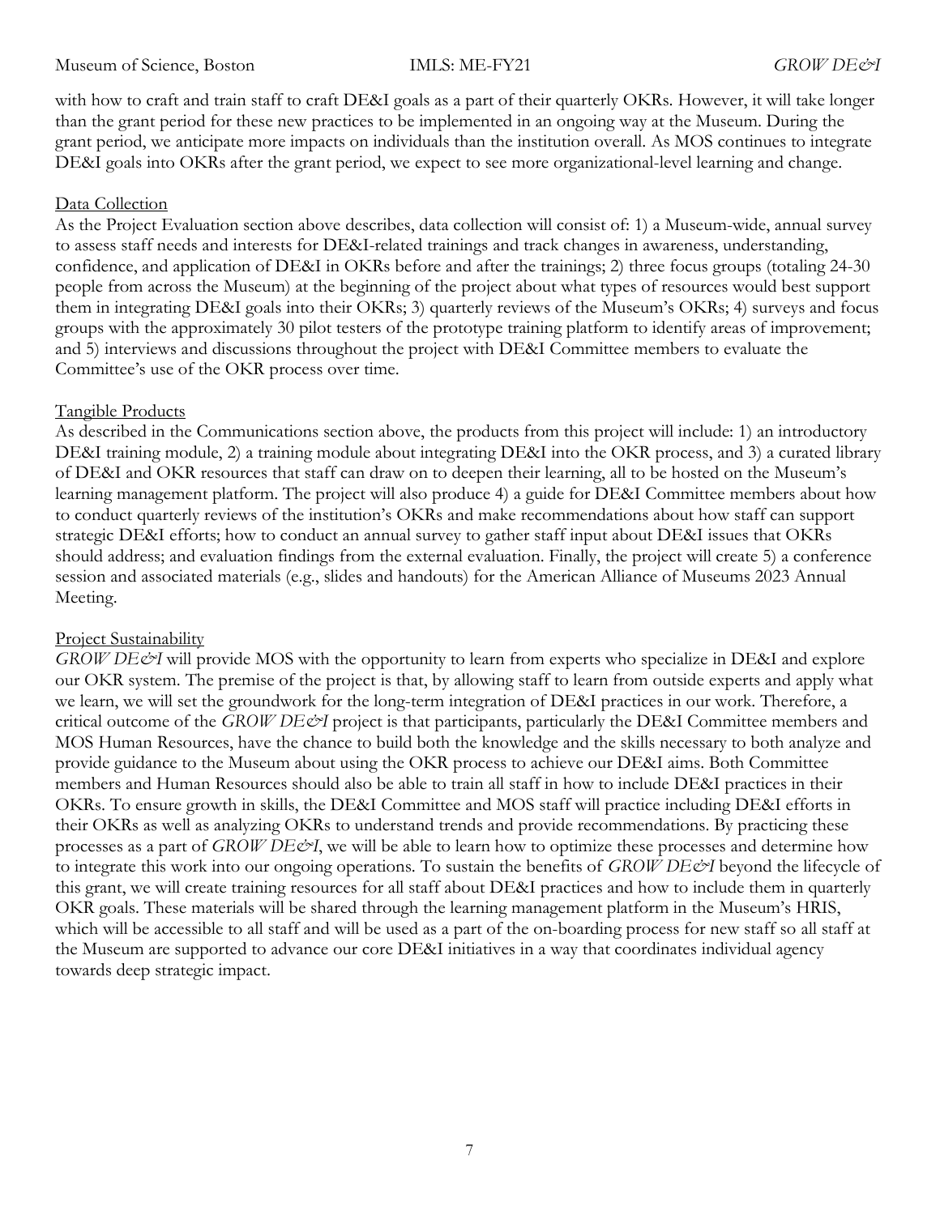with how to craft and train staff to craft DE&I goals as a part of their quarterly OKRs. However, it will take longer than the grant period for these new practices to be implemented in an ongoing way at the Museum. During the grant period, we anticipate more impacts on individuals than the institution overall. As MOS continues to integrate DE&I goals into OKRs after the grant period, we expect to see more organizational-level learning and change.

<u>Data Collection</u>

As the Project Evaluation section above describes, data collection will consist of: 1) a Museum-wide, annual survey to assess staff needs and interests for DE&I-related trainings and track changes in awareness, understanding, confidence, and application of DE&I in OKRs before and after the trainings; 2) three focus groups (totaling 24-30 people from across the Museum) at the beginning of the project about what types of resources would best support them in integrating DE&I goals into their OKRs; 3) quarterly reviews of the Museum's OKRs; 4) surveys and focus groups with the approximately 30 pilot testers of the prototype training platform to identify areas of improvement; and 5) interviews and discussions throughout the project with DE&I Committee members to evaluate the Committee's use of the OKR process over time.

<u>Tangible Products</u>

As described in the Communications section above, the products from this project will include: 1) an introductory DE&I training module, 2) a training module about integrating DE&I into the OKR process, and 3) a curated library of DE&I and OKR resources that staff can draw on to deepen their learning, all to be hosted on the Museum's learning management platform. The project will also produce 4) a guide for DE&I Committee members about how to conduct quarterly reviews of the institution's OKRs and make recommendations about how staff can support strategic DE&I efforts; how to conduct an annual survey to gather staff input about DE&I issues that OKRs should address; and evaluation findings from the external evaluation. Finally, the project will create 5) a conference session and associated materials (e.g., slides and handouts) for the American Alliance of Museums 2023 Annual Meeting.

<u>Project Sustainability</u>

*GROW DE&I* will provide MOS with the opportunity to learn from experts who specialize in DE&I and explore our OKR system. The premise of the project is that, by allowing staff to learn from outside experts and apply what we learn, we will set the groundwork for the long-term integration of DE&I practices in our work. Therefore, a critical outcome of the *GROW DE&I* project is that participants, particularly the DE&I Committee members and MOS Human Resources, have the chance to build both the knowledge and the skills necessary to both analyze and provide guidance to the Museum about using the OKR process to achieve our DE&I aims. Both Committee members and Human Resources should also be able to train all staff in how to include DE&I practices in their OKRs. To ensure growth in skills, the DE&I Committee and MOS staff will practice including DE&I efforts in their OKRs as well as analyzing OKRs to understand trends and provide recommendations. By practicing these processes as a part of *GROW DE&I*, we will be able to learn how to optimize these processes and determine how to integrate this work into our ongoing operations. To sustain the benefits of *GROW DE&I* beyond the lifecycle of this grant, we will create training resources for all staff about DE&I practices and how to include them in quarterly OKR goals. These materials will be shared through the learning management platform in the Museum's HRIS, which will be accessible to all staff and will be used as a part of the on-boarding process for new staff so all staff at the Museum are supported to advance our core DE&I initiatives in a way that coordinates individual agency towards deep strategic impact.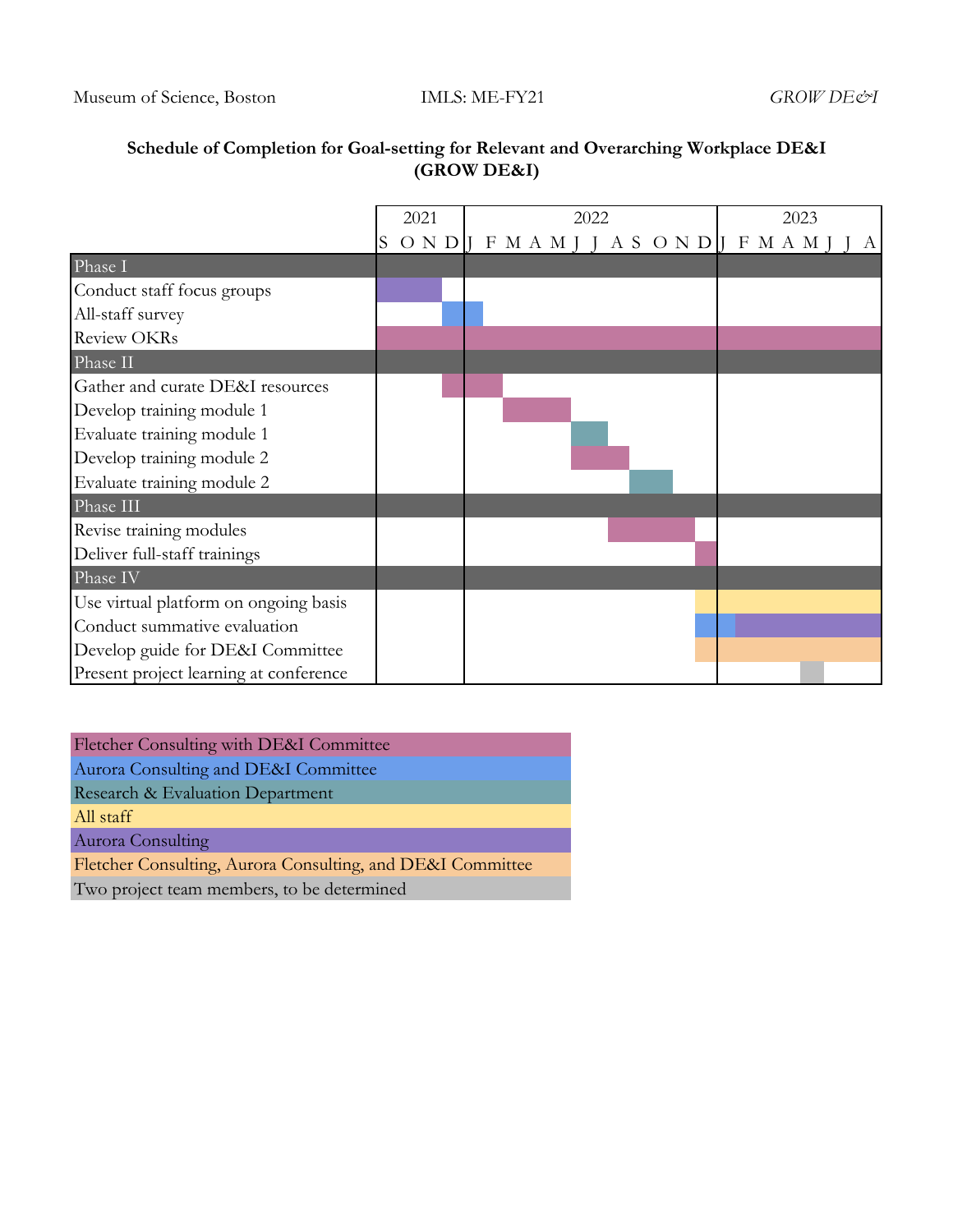**Schedule of Completion for Goal-setting for Relevant and Overarching Workplace DE&I (GROW DE&I)**

2021 2022 2023

S O N D J F M A M J J A S O N D J F M A M J J A

Phase I

Conduct staff focus groups

All-staff survey

Review OKRs

Phase II

Gather and curate DE&I resources

Develop training module 1

Evaluate training module 1

Develop training module 2

Evaluate training module 2

Phase III

Revise training modules

Deliver full-staff trainings

Phase IV

Use virtual platform on ongoing basis

Conduct summative evaluation

Develop guide for DE&I Committee

Present project learning at conference

Fletcher Consulting with DE&I Committee

Aurora Consulting and DE&I Committee

Research & Evaluation Department

All staff

Aurora Consulting

Fletcher Consulting, Aurora Consulting, and DE&I Committee

Two project team members, to be determined